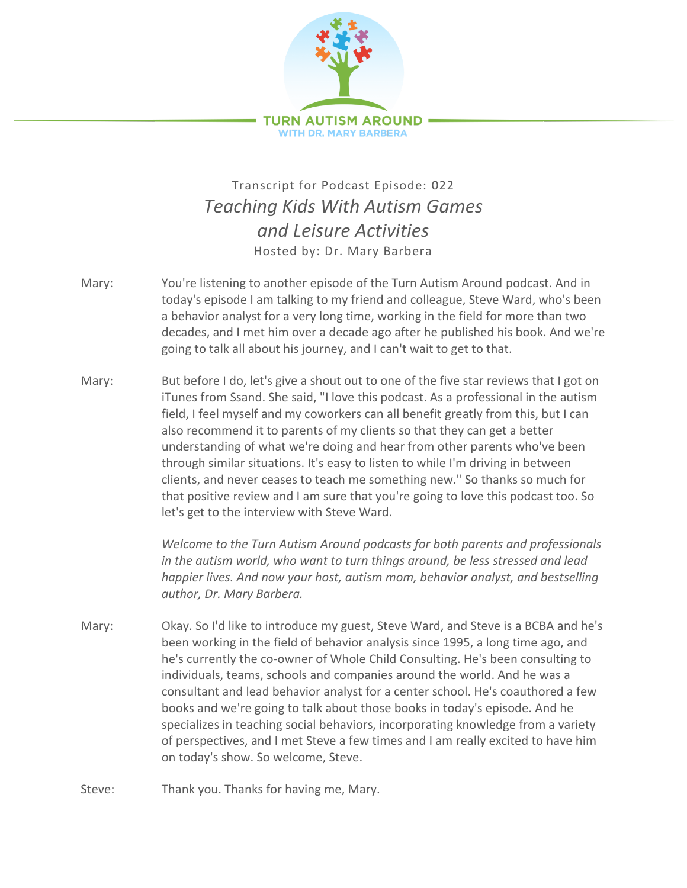Transcript for Podcast Episode: 022

# *Teaching Kids With Autism Games and Leisure Activities*

Hosted by: Dr. Mary Barbera

Mary: You're listening to another episode of the Turn Autism Around podcast. And in today's episode I am talking to my friend and colleague, Steve Ward, who's been a behavior analyst for a very long time, working in the field for more than two decades, and I met him over a decade ago after he published his book. And we're going to talk all about his journey, and I can't wait to get to that.

Mary: But before I do, let's give a shout out to one of the five star reviews that I got on iTunes from Ssand. She said, "I love this podcast. As a professional in the autism field, I feel myself and my coworkers can all benefit greatly from this, but I can also recommend it to parents of my clients so that they can get a better understanding of what we're doing and hear from other parents who've been through similar situations. It's easy to listen to while I'm driving in between clients, and never ceases to teach me something new." So thanks so much for that positive review and I am sure that you're going to love this podcast too. So let's get to the interview with Steve Ward.

*Welcome to the Turn Autism Around podcasts for both parents and professionals in the autism world, who want to turn things around, be less stressed and lead happier lives. And now your host, autism mom, behavior analyst, and bestselling author, Dr. Mary Barbera.*

Mary: Okay. So I'd like to introduce my guest, Steve Ward, and Steve is a BCBA and he's been working in the field of behavior analysis since 1995, a long time ago, and he's currently the co-owner of Whole Child Consulting. He's been consulting to individuals, teams, schools and companies around the world. And he was a consultant and lead behavior analyst for a center school. He's coauthored a few books and we're going to talk about those books in today's episode. And he specializes in teaching social behaviors, incorporating knowledge from a variety of perspectives, and I met Steve a few times and I am really excited to have him on today's show. So welcome, Steve.

Steve: Thank you. Thanks for having me, Mary.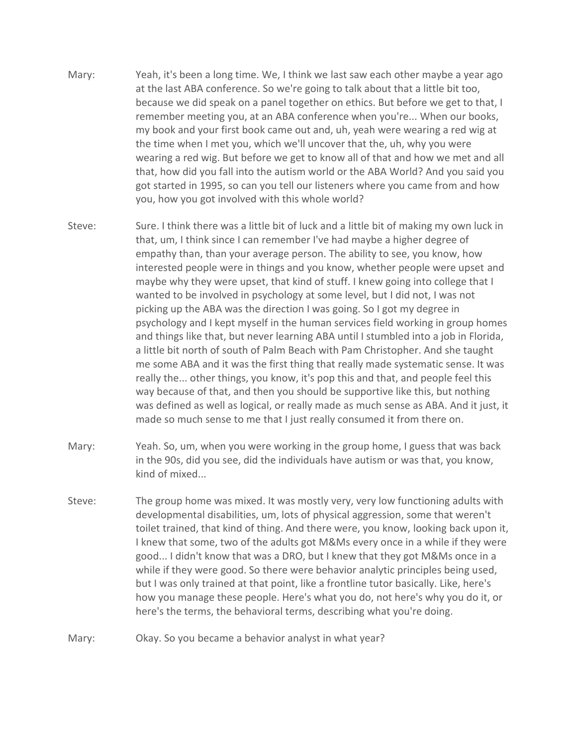Mary: Yeah, it's been a long time. We, I think we last saw each other maybe a year ago at the last ABA conference. So we're going to talk about that a little bit too, because we did speak on a panel together on ethics. But before we get to that, I remember meeting you, at an ABA conference when you're... When our books, my book and your first book came out and, uh, yeah were wearing a red wig at the time when I met you, which we'll uncover that the, uh, why you were wearing a red wig. But before we get to know all of that and how we met and all that, how did you fall into the autism world or the ABA World? And you said you got started in 1995, so can you tell our listeners where you came from and how you, how you got involved with this whole world?

Steve: Sure. I think there was a little bit of luck and a little bit of making my own luck in that, um, I think since I can remember I've had maybe a higher degree of empathy than, than your average person. The ability to see, you know, how interested people were in things and you know, whether people were upset and maybe why they were upset, that kind of stuff. I knew going into college that I wanted to be involved in psychology at some level, but I did not, I was not picking up the ABA was the direction I was going. So I got my degree in psychology and I kept myself in the human services field working in group homes and things like that, but never learning ABA until I stumbled into a job in Florida, a little bit north of south of Palm Beach with Pam Christopher. And she taught me some ABA and it was the first thing that really made systematic sense. It was really the... other things, you know, it's pop this and that, and people feel this way because of that, and then you should be supportive like this, but nothing was defined as well as logical, or really made as much sense as ABA. And it just, it made so much sense to me that I just really consumed it from there on.

Mary: Yeah. So, um, when you were working in the group home, I guess that was back in the 90s, did you see, did the individuals have autism or was that, you know, kind of mixed...

Steve: The group home was mixed. It was mostly very, very low functioning adults with developmental disabilities, um, lots of physical aggression, some that weren't toilet trained, that kind of thing. And there were, you know, looking back upon it, I knew that some, two of the adults got M&Ms every once in a while if they were good... I didn't know that was a DRO, but I knew that they got M&Ms once in a while if they were good. So there were behavior analytic principles being used, but I was only trained at that point, like a frontline tutor basically. Like, here's how you manage these people. Here's what you do, not here's why you do it, or here's the terms, the behavioral terms, describing what you're doing.

Mary: Okay. So you became a behavior analyst in what year?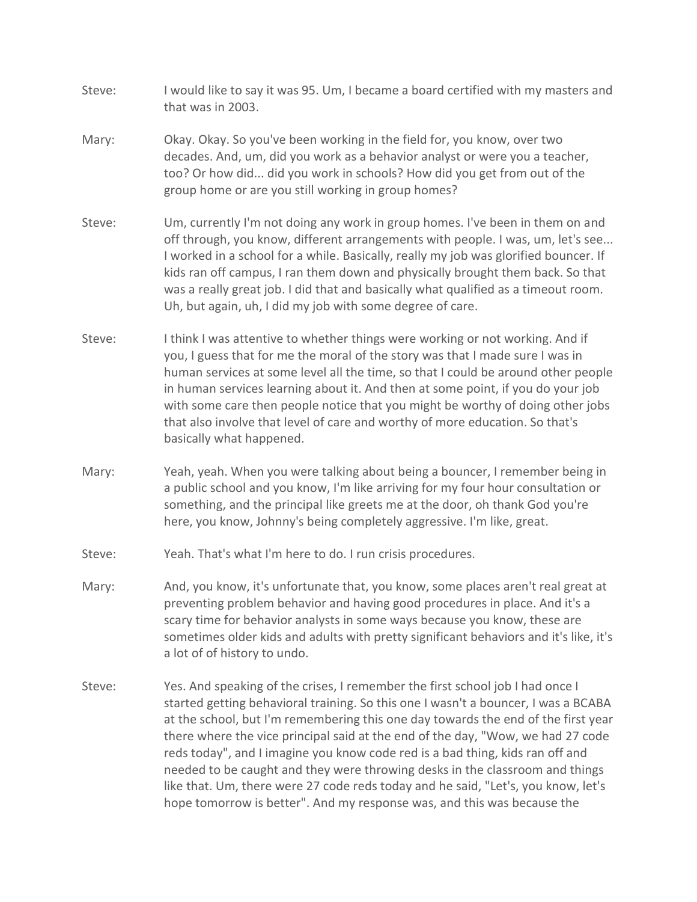Steve: I would like to say it was 95. Um, I became a board certified with my masters and that was in 2003.

Mary: Okay. Okay. So you've been working in the field for, you know, over two decades. And, um, did you work as a behavior analyst or were you a teacher, too? Or how did... did you work in schools? How did you get from out of the group home or are you still working in group homes?

Steve: Um, currently I'm not doing any work in group homes. I've been in them on and off through, you know, different arrangements with people. I was, um, let's see... I worked in a school for a while. Basically, really my job was glorified bouncer. If kids ran off campus, I ran them down and physically brought them back. So that was a really great job. I did that and basically what qualified as a timeout room. Uh, but again, uh, I did my job with some degree of care.

Steve: I think I was attentive to whether things were working or not working. And if you, I guess that for me the moral of the story was that I made sure I was in human services at some level all the time, so that I could be around other people in human services learning about it. And then at some point, if you do your job with some care then people notice that you might be worthy of doing other jobs that also involve that level of care and worthy of more education. So that's basically what happened.

Mary: Yeah, yeah. When you were talking about being a bouncer, I remember being in a public school and you know, I'm like arriving for my four hour consultation or something, and the principal like greets me at the door, oh thank God you're here, you know, Johnny's being completely aggressive. I'm like, great.

Steve: Yeah. That's what I'm here to do. I run crisis procedures.

Mary: And, you know, it's unfortunate that, you know, some places aren't real great at preventing problem behavior and having good procedures in place. And it's a scary time for behavior analysts in some ways because you know, these are sometimes older kids and adults with pretty significant behaviors and it's like, it's a lot of of history to undo.

Steve: Yes. And speaking of the crises, I remember the first school job I had once I started getting behavioral training. So this one I wasn't a bouncer, I was a BCABA at the school, but I'm remembering this one day towards the end of the first year there where the vice principal said at the end of the day, "Wow, we had 27 code reds today", and I imagine you know code red is a bad thing, kids ran off and needed to be caught and they were throwing desks in the classroom and things like that. Um, there were 27 code reds today and he said, "Let's, you know, let's hope tomorrow is better". And my response was, and this was because the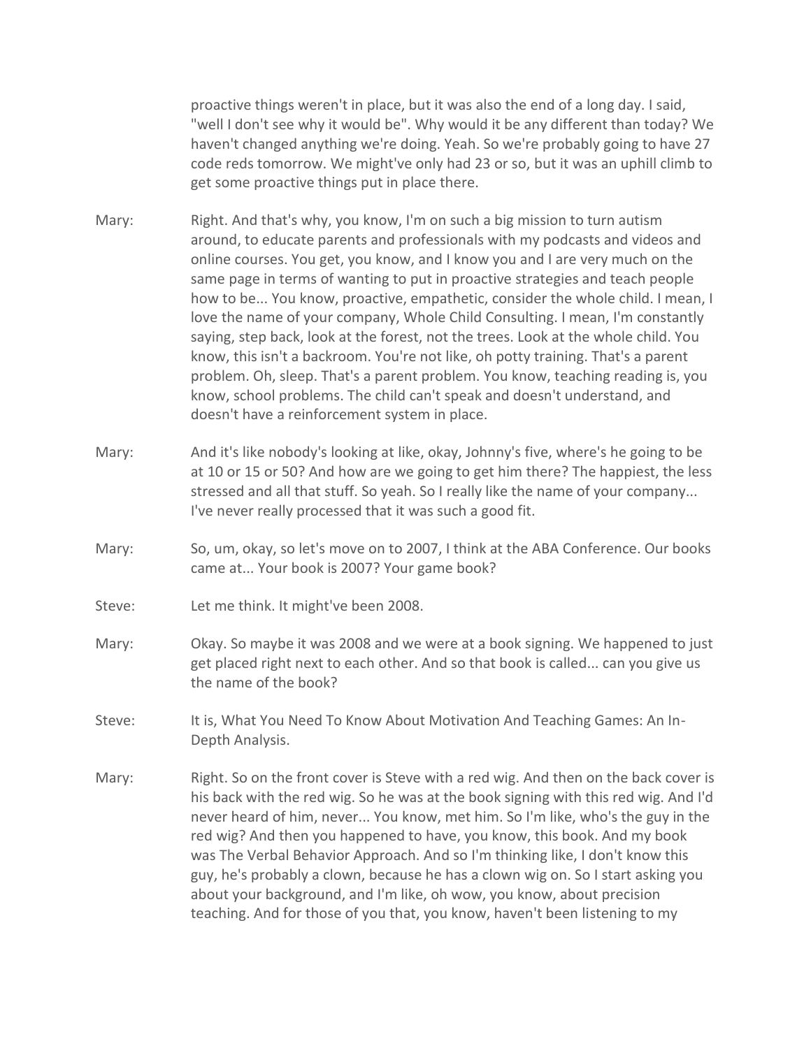proactive things weren't in place, but it was also the end of a long day. I said, "well I don't see why it would be". Why would it be any different than today? We haven't changed anything we're doing. Yeah. So we're probably going to have 27 code reds tomorrow. We might've only had 23 or so, but it was an uphill climb to get some proactive things put in place there.

Mary: Right. And that's why, you know, I'm on such a big mission to turn autism around, to educate parents and professionals with my podcasts and videos and online courses. You get, you know, and I know you and I are very much on the same page in terms of wanting to put in proactive strategies and teach people how to be... You know, proactive, empathetic, consider the whole child. I mean, I love the name of your company, Whole Child Consulting. I mean, I'm constantly saying, step back, look at the forest, not the trees. Look at the whole child. You know, this isn't a backroom. You're not like, oh potty training. That's a parent problem. Oh, sleep. That's a parent problem. You know, teaching reading is, you know, school problems. The child can't speak and doesn't understand, and doesn't have a reinforcement system in place.

Mary: And it's like nobody's looking at like, okay, Johnny's five, where's he going to be at 10 or 15 or 50? And how are we going to get him there? The happiest, the less stressed and all that stuff. So yeah. So I really like the name of your company... I've never really processed that it was such a good fit.

Mary: So, um, okay, so let's move on to 2007, I think at the ABA Conference. Our books came at... Your book is 2007? Your game book?

Steve: Let me think. It might've been 2008.

Mary: Okay. So maybe it was 2008 and we were at a book signing. We happened to just get placed right next to each other. And so that book is called... can you give us the name of the book?

Steve: It is, What You Need To Know About Motivation And Teaching Games: An In-Depth Analysis.

Mary: Right. So on the front cover is Steve with a red wig. And then on the back cover is his back with the red wig. So he was at the book signing with this red wig. And I'd never heard of him, never... You know, met him. So I'm like, who's the guy in the red wig? And then you happened to have, you know, this book. And my book was The Verbal Behavior Approach. And so I'm thinking like, I don't know this guy, he's probably a clown, because he has a clown wig on. So I start asking you about your background, and I'm like, oh wow, you know, about precision teaching. And for those of you that, you know, haven't been listening to my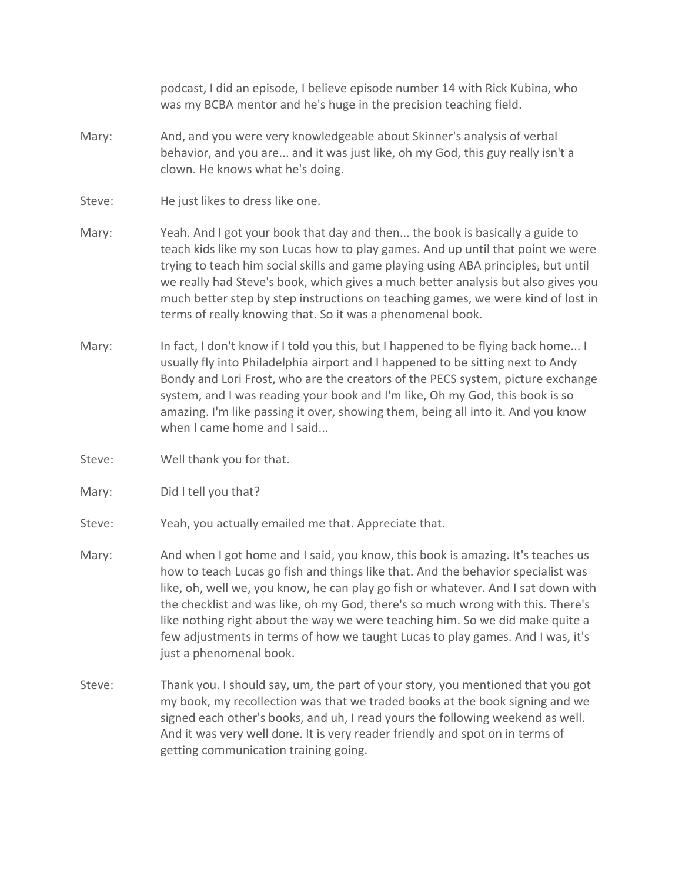podcast, I did an episode, I believe episode number 14 with Rick Kubina, who was my BCBA mentor and he's huge in the precision teaching field.

Mary: And, and you were very knowledgeable about Skinner's analysis of verbal behavior, and you are... and it was just like, oh my God, this guy really isn't a clown. He knows what he's doing.

Steve: He just likes to dress like one.

Mary: Yeah. And I got your book that day and then... the book is basically a guide to teach kids like my son Lucas how to play games. And up until that point we were trying to teach him social skills and game playing using ABA principles, but until we really had Steve's book, which gives a much better analysis but also gives you much better step by step instructions on teaching games, we were kind of lost in terms of really knowing that. So it was a phenomenal book.

Mary: In fact, I don't know if I told you this, but I happened to be flying back home... I usually fly into Philadelphia airport and I happened to be sitting next to Andy Bondy and Lori Frost, who are the creators of the PECS system, picture exchange system, and I was reading your book and I'm like, Oh my God, this book is so amazing. I'm like passing it over, showing them, being all into it. And you know when I came home and I said...

Steve: Well thank you for that.

Mary: Did I tell you that?

Steve: Yeah, you actually emailed me that. Appreciate that.

Mary: And when I got home and I said, you know, this book is amazing. It's teaches us how to teach Lucas go fish and things like that. And the behavior specialist was like, oh, well we, you know, he can play go fish or whatever. And I sat down with the checklist and was like, oh my God, there's so much wrong with this. There's like nothing right about the way we were teaching him. So we did make quite a few adjustments in terms of how we taught Lucas to play games. And I was, it's just a phenomenal book.

Steve: Thank you. I should say, um, the part of your story, you mentioned that you got my book, my recollection was that we traded books at the book signing and we signed each other's books, and uh, I read yours the following weekend as well. And it was very well done. It is very reader friendly and spot on in terms of getting communication training going.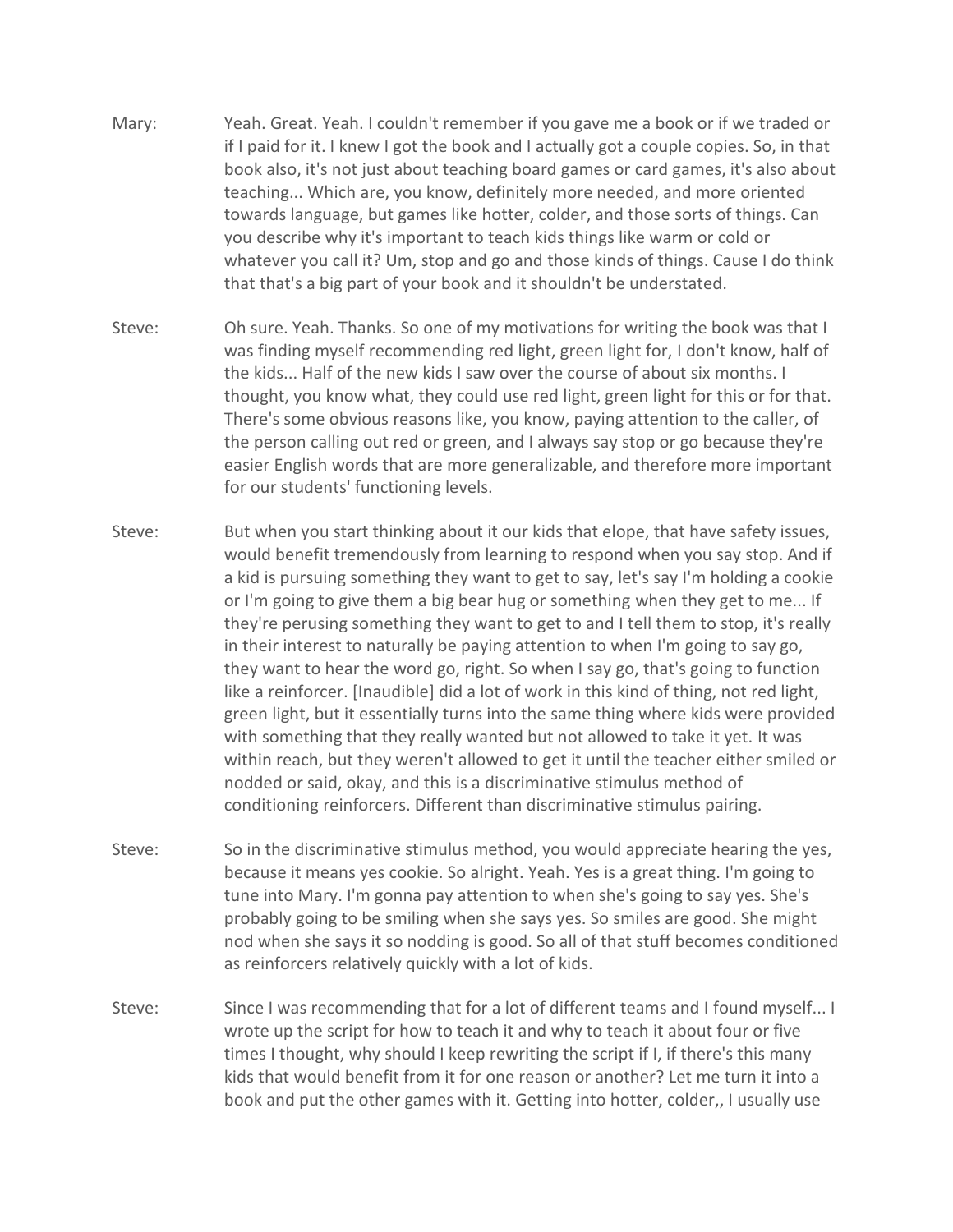Mary: Yeah. Great. Yeah. I couldn't remember if you gave me a book or if we traded or if I paid for it. I knew I got the book and I actually got a couple copies. So, in that book also, it's not just about teaching board games or card games, it's also about teaching... Which are, you know, definitely more needed, and more oriented towards language, but games like hotter, colder, and those sorts of things. Can you describe why it's important to teach kids things like warm or cold or whatever you call it? Um, stop and go and those kinds of things. Cause I do think that that's a big part of your book and it shouldn't be understated.

Steve: Oh sure. Yeah. Thanks. So one of my motivations for writing the book was that I was finding myself recommending red light, green light for, I don't know, half of the kids... Half of the new kids I saw over the course of about six months. I thought, you know what, they could use red light, green light for this or for that. There's some obvious reasons like, you know, paying attention to the caller, of the person calling out red or green, and I always say stop or go because they're easier English words that are more generalizable, and therefore more important for our students' functioning levels.

Steve: But when you start thinking about it our kids that elope, that have safety issues, would benefit tremendously from learning to respond when you say stop. And if a kid is pursuing something they want to get to say, let's say I'm holding a cookie or I'm going to give them a big bear hug or something when they get to me... If they're perusing something they want to get to and I tell them to stop, it's really in their interest to naturally be paying attention to when I'm going to say go, they want to hear the word go, right. So when I say go, that's going to function like a reinforcer. [Inaudible] did a lot of work in this kind of thing, not red light, green light, but it essentially turns into the same thing where kids were provided with something that they really wanted but not allowed to take it yet. It was within reach, but they weren't allowed to get it until the teacher either smiled or nodded or said, okay, and this is a discriminative stimulus method of conditioning reinforcers. Different than discriminative stimulus pairing.

Steve: So in the discriminative stimulus method, you would appreciate hearing the yes, because it means yes cookie. So alright. Yeah. Yes is a great thing. I'm going to tune into Mary. I'm gonna pay attention to when she's going to say yes. She's probably going to be smiling when she says yes. So smiles are good. She might nod when she says it so nodding is good. So all of that stuff becomes conditioned as reinforcers relatively quickly with a lot of kids.

Steve: Since I was recommending that for a lot of different teams and I found myself... I wrote up the script for how to teach it and why to teach it about four or five times I thought, why should I keep rewriting the script if I, if there's this many kids that would benefit from it for one reason or another? Let me turn it into a book and put the other games with it. Getting into hotter, colder,, I usually use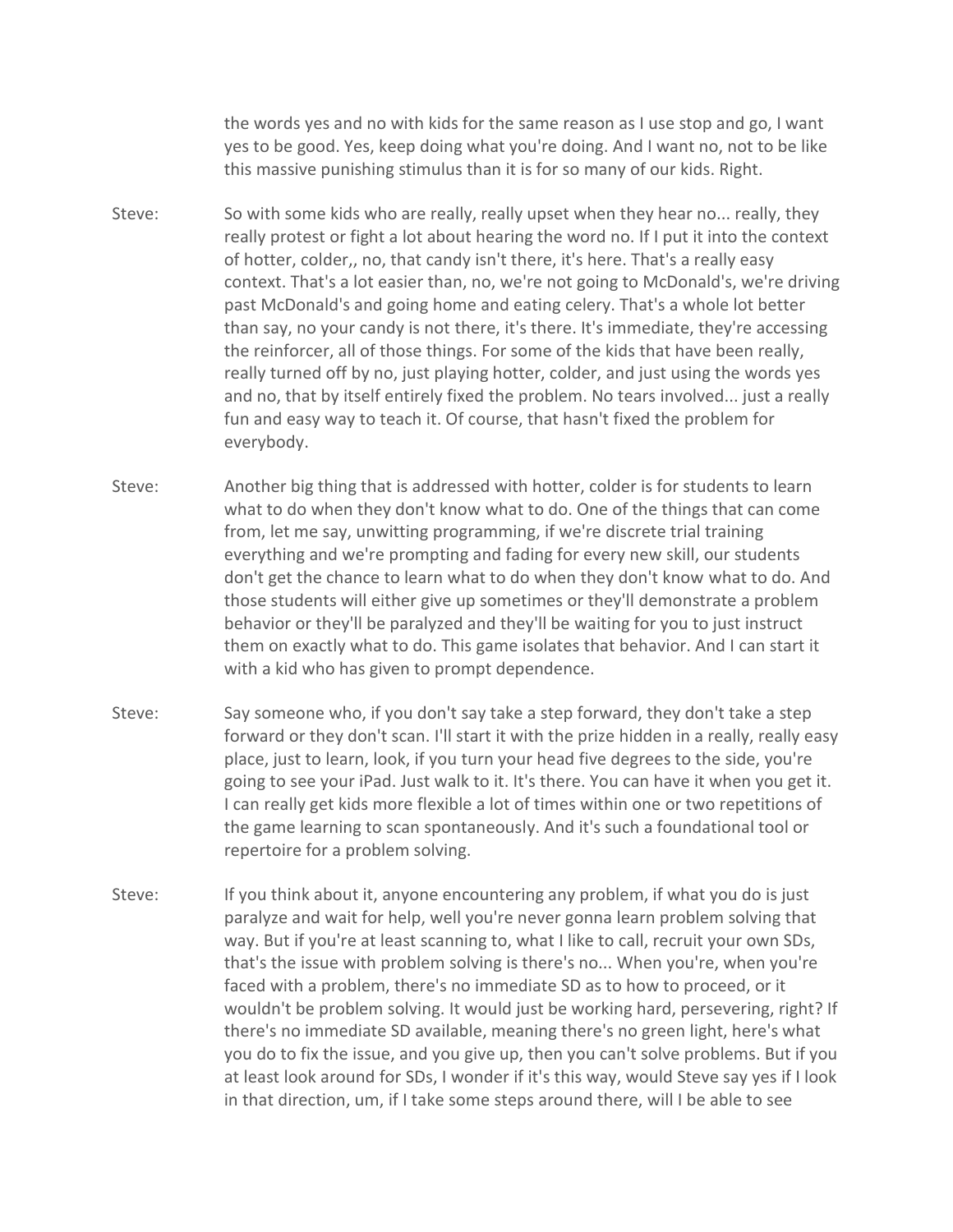the words yes and no with kids for the same reason as I use stop and go, I want yes to be good. Yes, keep doing what you're doing. And I want no, not to be like this massive punishing stimulus than it is for so many of our kids. Right.

Steve: So with some kids who are really, really upset when they hear no... really, they really protest or fight a lot about hearing the word no. If I put it into the context of hotter, colder,, no, that candy isn't there, it's here. That's a really easy context. That's a lot easier than, no, we're not going to McDonald's, we're driving past McDonald's and going home and eating celery. That's a whole lot better than say, no your candy is not there, it's there. It's immediate, they're accessing the reinforcer, all of those things. For some of the kids that have been really, really turned off by no, just playing hotter, colder, and just using the words yes and no, that by itself entirely fixed the problem. No tears involved... just a really fun and easy way to teach it. Of course, that hasn't fixed the problem for everybody.

Steve: Another big thing that is addressed with hotter, colder is for students to learn what to do when they don't know what to do. One of the things that can come from, let me say, unwitting programming, if we're discrete trial training everything and we're prompting and fading for every new skill, our students don't get the chance to learn what to do when they don't know what to do. And those students will either give up sometimes or they'll demonstrate a problem behavior or they'll be paralyzed and they'll be waiting for you to just instruct them on exactly what to do. This game isolates that behavior. And I can start it with a kid who has given to prompt dependence.

Steve: Say someone who, if you don't say take a step forward, they don't take a step forward or they don't scan. I'll start it with the prize hidden in a really, really easy place, just to learn, look, if you turn your head five degrees to the side, you're going to see your iPad. Just walk to it. It's there. You can have it when you get it. I can really get kids more flexible a lot of times within one or two repetitions of the game learning to scan spontaneously. And it's such a foundational tool or repertoire for a problem solving.

Steve: If you think about it, anyone encountering any problem, if what you do is just paralyze and wait for help, well you're never gonna learn problem solving that way. But if you're at least scanning to, what I like to call, recruit your own SDs, that's the issue with problem solving is there's no... When you're, when you're faced with a problem, there's no immediate SD as to how to proceed, or it wouldn't be problem solving. It would just be working hard, persevering, right? If there's no immediate SD available, meaning there's no green light, here's what you do to fix the issue, and you give up, then you can't solve problems. But if you at least look around for SDs, I wonder if it's this way, would Steve say yes if I look in that direction, um, if I take some steps around there, will I be able to see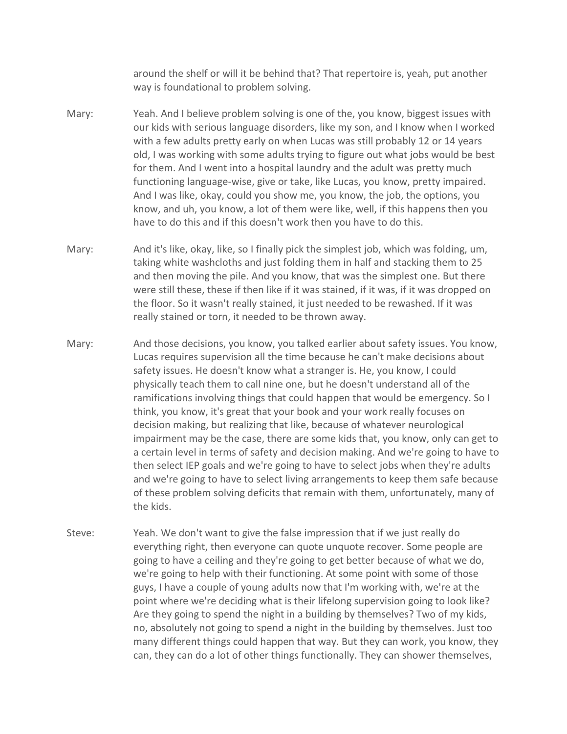around the shelf or will it be behind that? That repertoire is, yeah, put another way is foundational to problem solving.

**Mary:** Yeah. And I believe problem solving is one of the, you know, biggest issues with our kids with serious language disorders, like my son, and I know when I worked with a few adults pretty early on when Lucas was still probably 12 or 14 years old, I was working with some adults trying to figure out what jobs would be best for them. And I went into a hospital laundry and the adult was pretty much functioning language-wise, give or take, like Lucas, you know, pretty impaired. And I was like, okay, could you show me, you know, the job, the options, you know, and uh, you know, a lot of them were like, well, if this happens then you have to do this and if this doesn't work then you have to do this.

**Mary:** And it's like, okay, like, so I finally pick the simplest job, which was folding, um, taking white washcloths and just folding them in half and stacking them to 25 and then moving the pile. And you know, that was the simplest one. But there were still these, these if then like if it was stained, if it was, if it was dropped on the floor. So it wasn't really stained, it just needed to be rewashed. If it was really stained or torn, it needed to be thrown away.

**Mary:** And those decisions, you know, you talked earlier about safety issues. You know, Lucas requires supervision all the time because he can't make decisions about safety issues. He doesn't know what a stranger is. He, you know, I could physically teach them to call nine one, but he doesn't understand all of the ramifications involving things that could happen that would be emergency. So I think, you know, it's great that your book and your work really focuses on decision making, but realizing that like, because of whatever neurological impairment may be the case, there are some kids that, you know, only can get to a certain level in terms of safety and decision making. And we're going to have to then select IEP goals and we're going to have to select jobs when they're adults and we're going to have to select living arrangements to keep them safe because of these problem solving deficits that remain with them, unfortunately, many of the kids.

**Steve:** Yeah. We don't want to give the false impression that if we just really do everything right, then everyone can quote unquote recover. Some people are going to have a ceiling and they're going to get better because of what we do, we're going to help with their functioning. At some point with some of those guys, I have a couple of young adults now that I'm working with, we're at the point where we're deciding what is their lifelong supervision going to look like? Are they going to spend the night in a building by themselves? Two of my kids, no, absolutely not going to spend a night in the building by themselves. Just too many different things could happen that way. But they can work, you know, they can, they can do a lot of other things functionally. They can shower themselves,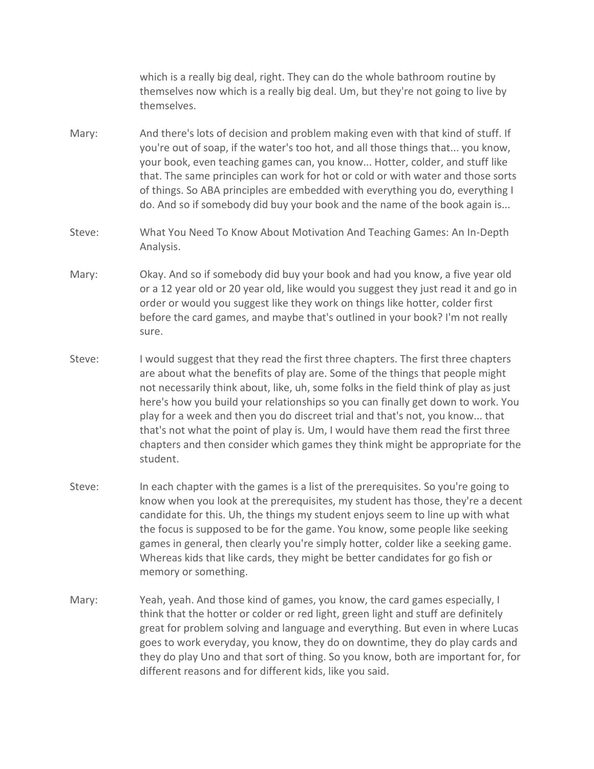which is a really big deal, right. They can do the whole bathroom routine by themselves now which is a really big deal. Um, but they're not going to live by themselves.

Mary: And there's lots of decision and problem making even with that kind of stuff. If you're out of soap, if the water's too hot, and all those things that... you know, your book, even teaching games can, you know... Hotter, colder, and stuff like that. The same principles can work for hot or cold or with water and those sorts of things. So ABA principles are embedded with everything you do, everything I do. And so if somebody did buy your book and the name of the book again is...

Steve: What You Need To Know About Motivation And Teaching Games: An In-Depth Analysis.

Mary: Okay. And so if somebody did buy your book and had you know, a five year old or a 12 year old or 20 year old, like would you suggest they just read it and go in order or would you suggest like they work on things like hotter, colder first before the card games, and maybe that's outlined in your book? I'm not really sure.

Steve: I would suggest that they read the first three chapters. The first three chapters are about what the benefits of play are. Some of the things that people might not necessarily think about, like, uh, some folks in the field think of play as just here's how you build your relationships so you can finally get down to work. You play for a week and then you do discreet trial and that's not, you know... that that's not what the point of play is. Um, I would have them read the first three chapters and then consider which games they think might be appropriate for the student.

Steve: In each chapter with the games is a list of the prerequisites. So you're going to know when you look at the prerequisites, my student has those, they're a decent candidate for this. Uh, the things my student enjoys seem to line up with what the focus is supposed to be for the game. You know, some people like seeking games in general, then clearly you're simply hotter, colder like a seeking game. Whereas kids that like cards, they might be better candidates for go fish or memory or something.

Mary: Yeah, yeah. And those kind of games, you know, the card games especially, I think that the hotter or colder or red light, green light and stuff are definitely great for problem solving and language and everything. But even in where Lucas goes to work everyday, you know, they do on downtime, they do play cards and they do play Uno and that sort of thing. So you know, both are important for, for different reasons and for different kids, like you said.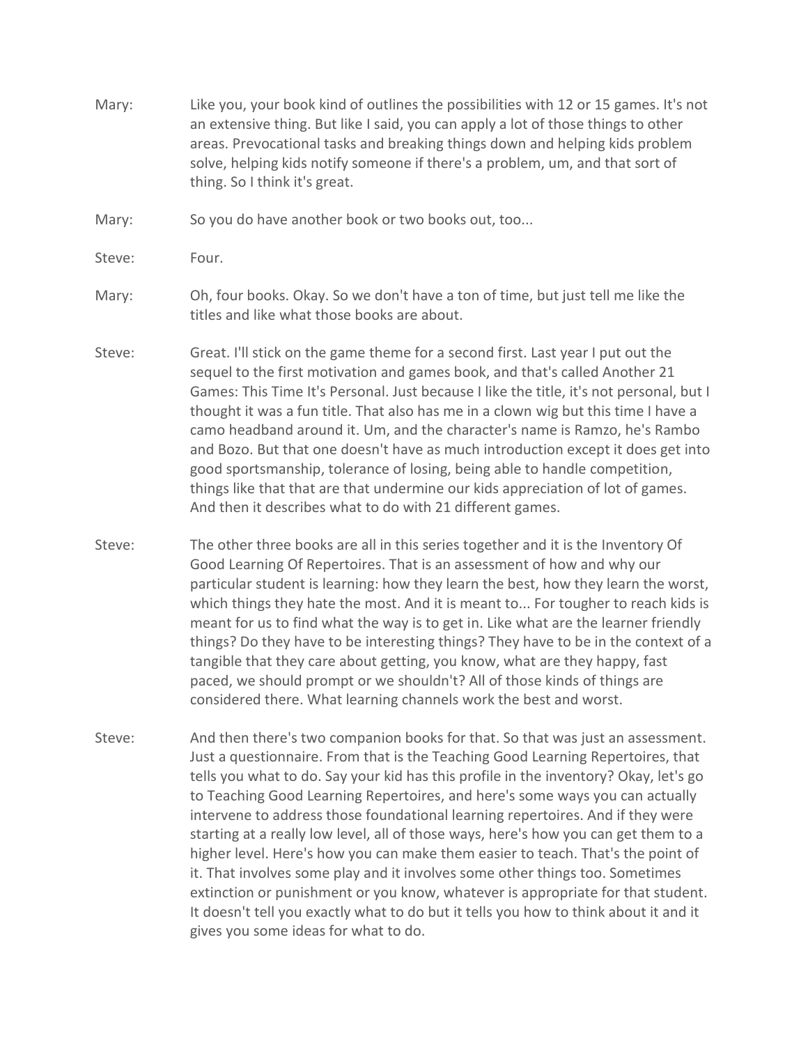Mary: Like you, your book kind of outlines the possibilities with 12 or 15 games. It's not an extensive thing. But like I said, you can apply a lot of those things to other areas. Prevocational tasks and breaking things down and helping kids problem solve, helping kids notify someone if there's a problem, um, and that sort of thing. So I think it's great.

Mary: So you do have another book or two books out, too...

Steve: Four.

Mary: Oh, four books. Okay. So we don't have a ton of time, but just tell me like the titles and like what those books are about.

Steve: Great. I'll stick on the game theme for a second first. Last year I put out the sequel to the first motivation and games book, and that's called Another 21 Games: This Time It's Personal. Just because I like the title, it's not personal, but I thought it was a fun title. That also has me in a clown wig but this time I have a camo headband around it. Um, and the character's name is Ramzo, he's Rambo and Bozo. But that one doesn't have as much introduction except it does get into good sportsmanship, tolerance of losing, being able to handle competition, things like that that are that undermine our kids appreciation of lot of games. And then it describes what to do with 21 different games.

Steve: The other three books are all in this series together and it is the Inventory Of Good Learning Of Repertoires. That is an assessment of how and why our particular student is learning: how they learn the best, how they learn the worst, which things they hate the most. And it is meant to... For tougher to reach kids is meant for us to find what the way is to get in. Like what are the learner friendly things? Do they have to be interesting things? They have to be in the context of a tangible that they care about getting, you know, what are they happy, fast paced, we should prompt or we shouldn't? All of those kinds of things are considered there. What learning channels work the best and worst.

Steve: And then there's two companion books for that. So that was just an assessment. Just a questionnaire. From that is the Teaching Good Learning Repertoires, that tells you what to do. Say your kid has this profile in the inventory? Okay, let's go to Teaching Good Learning Repertoires, and here's some ways you can actually intervene to address those foundational learning repertoires. And if they were starting at a really low level, all of those ways, here's how you can get them to a higher level. Here's how you can make them easier to teach. That's the point of it. That involves some play and it involves some other things too. Sometimes extinction or punishment or you know, whatever is appropriate for that student. It doesn't tell you exactly what to do but it tells you how to think about it and it gives you some ideas for what to do.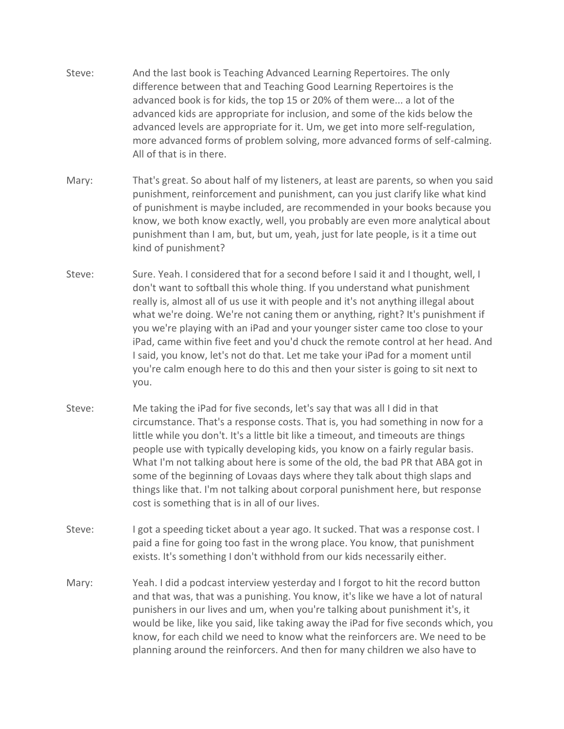Steve: And the last book is Teaching Advanced Learning Repertoires. The only difference between that and Teaching Good Learning Repertoires is the advanced book is for kids, the top 15 or 20% of them were... a lot of the advanced kids are appropriate for inclusion, and some of the kids below the advanced levels are appropriate for it. Um, we get into more self-regulation, more advanced forms of problem solving, more advanced forms of self-calming. All of that is in there.

Mary: That's great. So about half of my listeners, at least are parents, so when you said punishment, reinforcement and punishment, can you just clarify like what kind of punishment is maybe included, are recommended in your books because you know, we both know exactly, well, you probably are even more analytical about punishment than I am, but, but um, yeah, just for late people, is it a time out kind of punishment?

Steve: Sure. Yeah. I considered that for a second before I said it and I thought, well, I don't want to softball this whole thing. If you understand what punishment really is, almost all of us use it with people and it's not anything illegal about what we're doing. We're not caning them or anything, right? It's punishment if you we're playing with an iPad and your younger sister came too close to your iPad, came within five feet and you'd chuck the remote control at her head. And I said, you know, let's not do that. Let me take your iPad for a moment until you're calm enough here to do this and then your sister is going to sit next to you.

Steve: Me taking the iPad for five seconds, let's say that was all I did in that circumstance. That's a response costs. That is, you had something in now for a little while you don't. It's a little bit like a timeout, and timeouts are things people use with typically developing kids, you know on a fairly regular basis. What I'm not talking about here is some of the old, the bad PR that ABA got in some of the beginning of Lovaas days where they talk about thigh slaps and things like that. I'm not talking about corporal punishment here, but response cost is something that is in all of our lives.

Steve: I got a speeding ticket about a year ago. It sucked. That was a response cost. I paid a fine for going too fast in the wrong place. You know, that punishment exists. It's something I don't withhold from our kids necessarily either.

Mary: Yeah. I did a podcast interview yesterday and I forgot to hit the record button and that was, that was a punishing. You know, it's like we have a lot of natural punishers in our lives and um, when you're talking about punishment it's, it would be like, like you said, like taking away the iPad for five seconds which, you know, for each child we need to know what the reinforcers are. We need to be planning around the reinforcers. And then for many children we also have to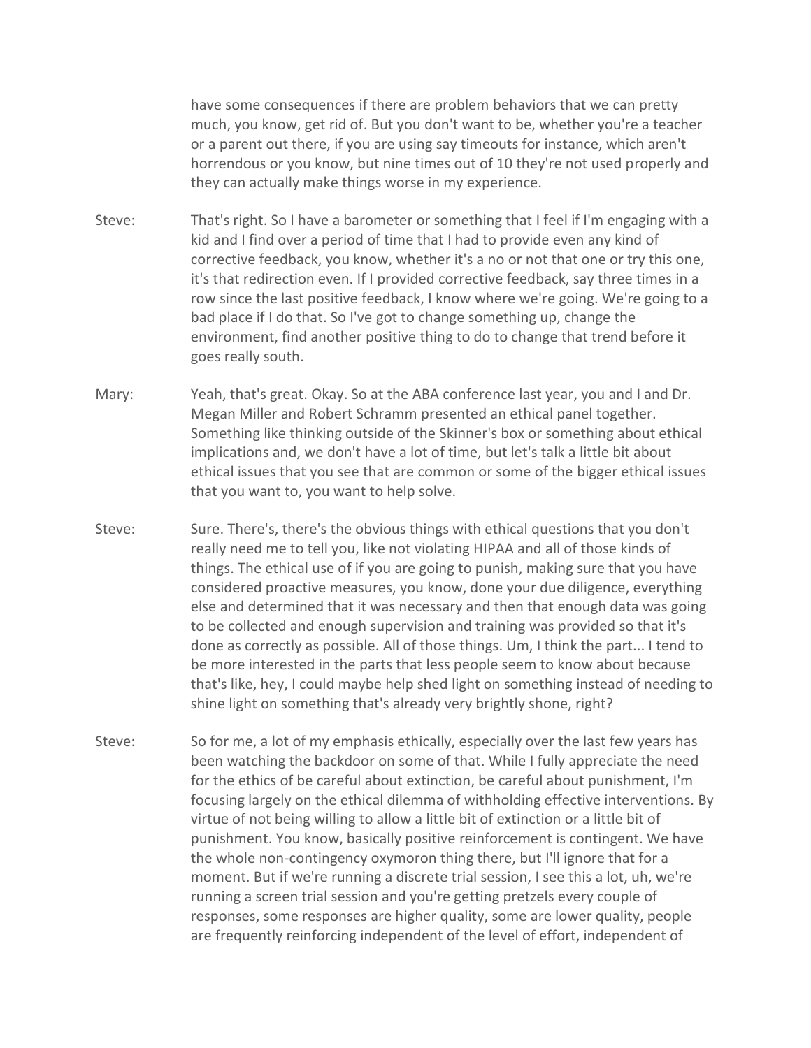have some consequences if there are problem behaviors that we can pretty much, you know, get rid of. But you don't want to be, whether you're a teacher or a parent out there, if you are using say timeouts for instance, which aren't horrendous or you know, but nine times out of 10 they're not used properly and they can actually make things worse in my experience.

Steve: That's right. So I have a barometer or something that I feel if I'm engaging with a kid and I find over a period of time that I had to provide even any kind of corrective feedback, you know, whether it's a no or not that one or try this one, it's that redirection even. If I provided corrective feedback, say three times in a row since the last positive feedback, I know where we're going. We're going to a bad place if I do that. So I've got to change something up, change the environment, find another positive thing to do to change that trend before it goes really south.

Mary: Yeah, that's great. Okay. So at the ABA conference last year, you and I and Dr. Megan Miller and Robert Schramm presented an ethical panel together. Something like thinking outside of the Skinner's box or something about ethical implications and, we don't have a lot of time, but let's talk a little bit about ethical issues that you see that are common or some of the bigger ethical issues that you want to, you want to help solve.

Steve: Sure. There's, there's the obvious things with ethical questions that you don't really need me to tell you, like not violating HIPAA and all of those kinds of things. The ethical use of if you are going to punish, making sure that you have considered proactive measures, you know, done your due diligence, everything else and determined that it was necessary and then that enough data was going to be collected and enough supervision and training was provided so that it's done as correctly as possible. All of those things. Um, I think the part... I tend to be more interested in the parts that less people seem to know about because that's like, hey, I could maybe help shed light on something instead of needing to shine light on something that's already very brightly shone, right?

Steve: So for me, a lot of my emphasis ethically, especially over the last few years has been watching the backdoor on some of that. While I fully appreciate the need for the ethics of be careful about extinction, be careful about punishment, I'm focusing largely on the ethical dilemma of withholding effective interventions. By virtue of not being willing to allow a little bit of extinction or a little bit of punishment. You know, basically positive reinforcement is contingent. We have the whole non-contingency oxymoron thing there, but I'll ignore that for a moment. But if we're running a discrete trial session, I see this a lot, uh, we're running a screen trial session and you're getting pretzels every couple of responses, some responses are higher quality, some are lower quality, people are frequently reinforcing independent of the level of effort, independent of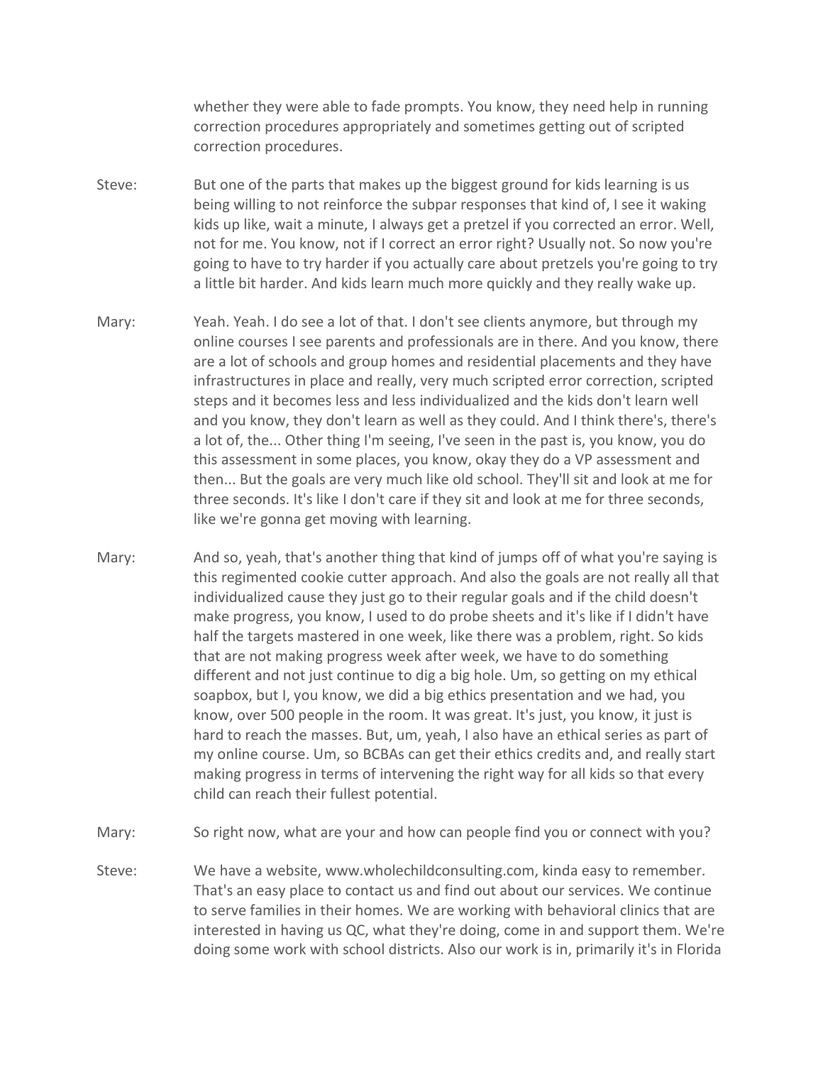whether they were able to fade prompts. You know, they need help in running correction procedures appropriately and sometimes getting out of scripted correction procedures.

Steve: But one of the parts that makes up the biggest ground for kids learning is us being willing to not reinforce the subpar responses that kind of, I see it waking kids up like, wait a minute, I always get a pretzel if you corrected an error. Well, not for me. You know, not if I correct an error right? Usually not. So now you're going to have to try harder if you actually care about pretzels you're going to try a little bit harder. And kids learn much more quickly and they really wake up.

Mary: Yeah. Yeah. I do see a lot of that. I don't see clients anymore, but through my online courses I see parents and professionals are in there. And you know, there are a lot of schools and group homes and residential placements and they have infrastructures in place and really, very much scripted error correction, scripted steps and it becomes less and less individualized and the kids don't learn well and you know, they don't learn as well as they could. And I think there's, there's a lot of, the... Other thing I'm seeing, I've seen in the past is, you know, you do this assessment in some places, you know, okay they do a VP assessment and then... But the goals are very much like old school. They'll sit and look at me for three seconds. It's like I don't care if they sit and look at me for three seconds, like we're gonna get moving with learning.

Mary: And so, yeah, that's another thing that kind of jumps off of what you're saying is this regimented cookie cutter approach. And also the goals are not really all that individualized cause they just go to their regular goals and if the child doesn't make progress, you know, I used to do probe sheets and it's like if I didn't have half the targets mastered in one week, like there was a problem, right. So kids that are not making progress week after week, we have to do something different and not just continue to dig a big hole. Um, so getting on my ethical soapbox, but I, you know, we did a big ethics presentation and we had, you know, over 500 people in the room. It was great. It's just, you know, it just is hard to reach the masses. But, um, yeah, I also have an ethical series as part of my online course. Um, so BCBAs can get their ethics credits and, and really start making progress in terms of intervening the right way for all kids so that every child can reach their fullest potential.

Mary: So right now, what are your and how can people find you or connect with you?

Steve: We have a website, www.wholechildconsulting.com, kinda easy to remember. That's an easy place to contact us and find out about our services. We continue to serve families in their homes. We are working with behavioral clinics that are interested in having us QC, what they're doing, come in and support them. We're doing some work with school districts. Also our work is in, primarily it's in Florida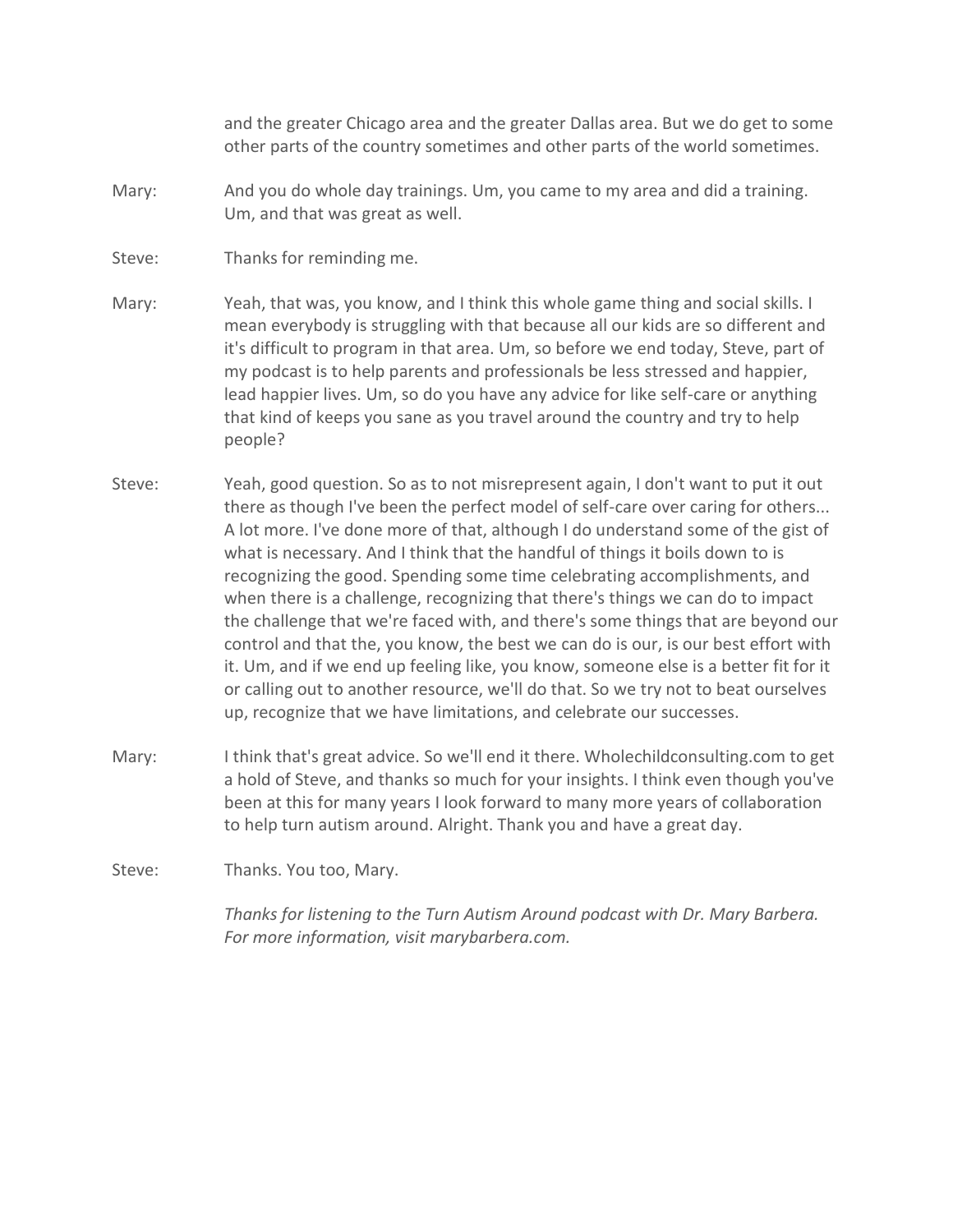and the greater Chicago area and the greater Dallas area. But we do get to some other parts of the country sometimes and other parts of the world sometimes.

Mary: And you do whole day trainings. Um, you came to my area and did a training. Um, and that was great as well.

Steve: Thanks for reminding me.

Mary: Yeah, that was, you know, and I think this whole game thing and social skills. I mean everybody is struggling with that because all our kids are so different and it's difficult to program in that area. Um, so before we end today, Steve, part of my podcast is to help parents and professionals be less stressed and happier, lead happier lives. Um, so do you have any advice for like self-care or anything that kind of keeps you sane as you travel around the country and try to help people?

Steve: Yeah, good question. So as to not misrepresent again, I don't want to put it out there as though I've been the perfect model of self-care over caring for others... A lot more. I've done more of that, although I do understand some of the gist of what is necessary. And I think that the handful of things it boils down to is recognizing the good. Spending some time celebrating accomplishments, and when there is a challenge, recognizing that there's things we can do to impact the challenge that we're faced with, and there's some things that are beyond our control and that the, you know, the best we can do is our, is our best effort with it. Um, and if we end up feeling like, you know, someone else is a better fit for it or calling out to another resource, we'll do that. So we try not to beat ourselves up, recognize that we have limitations, and celebrate our successes.

Mary: I think that's great advice. So we'll end it there. Wholechildconsulting.com to get a hold of Steve, and thanks so much for your insights. I think even though you've been at this for many years I look forward to many more years of collaboration to help turn autism around. Alright. Thank you and have a great day.

Steve: Thanks. You too, Mary.

*Thanks for listening to the Turn Autism Around podcast with Dr. Mary Barbera. For more information, visit marybarbera.com.*